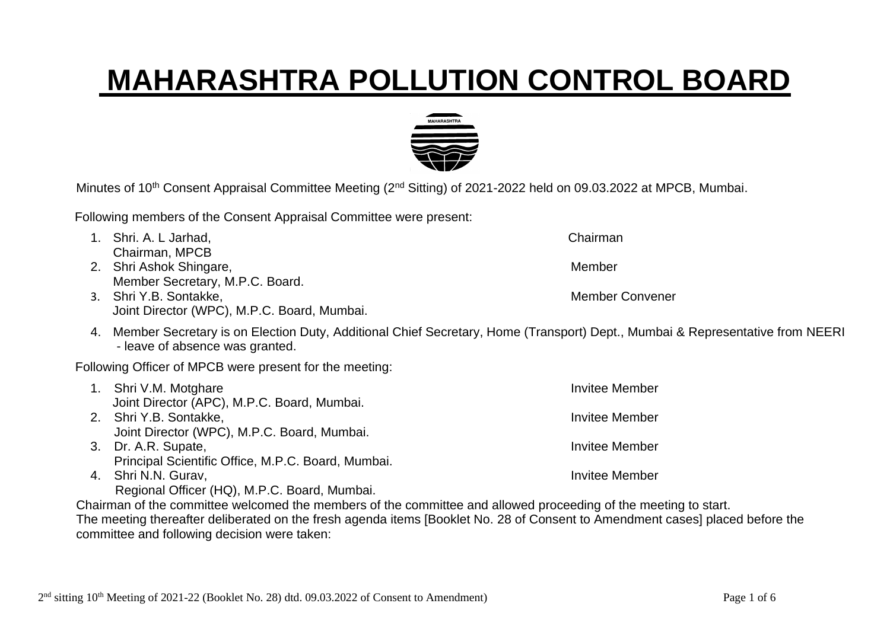# MAHARASHTRA POLLUTION CONTROL BOARD

Minutes of 10th Consent Appraisal Committee Meeting (2nd Sitting) of 2021-2022 held on 09.03.2022 at MPCB, Mumbai.

Following members of the Consent Appraisal Committee were present:

1. Shri. A. L Jarhad, Chairman, MPCB — Chairman
2. Shri Ashok Shingare, Member Secretary, M.P.C. Board. — Member
3. Shri Y.B. Sontakke, Joint Director (WPC), M.P.C. Board, Mumbai. — Member Convener
4. Member Secretary is on Election Duty, Additional Chief Secretary, Home (Transport) Dept., Mumbai & Representative from NEERI - leave of absence was granted.

Following Officer of MPCB were present for the meeting:

1. Shri V.M. Motghare, Joint Director (APC), M.P.C. Board, Mumbai. — Invitee Member
2. Shri Y.B. Sontakke, Joint Director (WPC), M.P.C. Board, Mumbai. — Invitee Member
3. Dr. A.R. Supate, Principal Scientific Office, M.P.C. Board, Mumbai. — Invitee Member
4. Shri N.N. Gurav, Regional Officer (HQ), M.P.C. Board, Mumbai. — Invitee Member

Chairman of the committee welcomed the members of the committee and allowed proceeding of the meeting to start.
The meeting thereafter deliberated on the fresh agenda items [Booklet No. 28 of Consent to Amendment cases] placed before the committee and following decision were taken: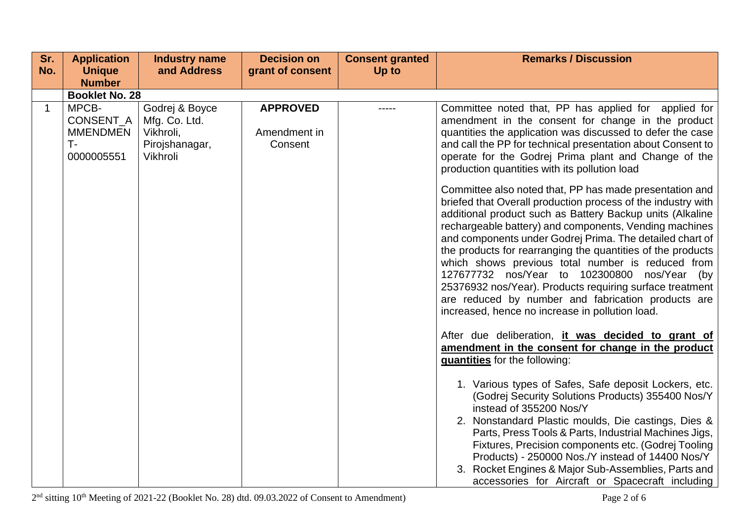| Sr. No. | Application Unique Number | Industry name and Address | Decision on grant of consent | Consent granted Up to | Remarks / Discussion |
|---|---|---|---|---|---|
| | **Booklet No. 28** | | | | |
| 1 | MPCB-CONSENT_AMMENDMENT-0000005551 | Godrej & Boyce Mfg. Co. Ltd. Vikhroli, Pirojshanagar, Vikhroli | **APPROVED**<br><br>Amendment in Consent | ----- | Committee noted that, PP has applied for applied for amendment in the consent for change in the product quantities the application was discussed to defer the case and call the PP for technical presentation about Consent to operate for the Godrej Prima plant and Change of the production quantities with its pollution load<br><br>Committee also noted that, PP has made presentation and briefed that Overall production process of the industry with additional product such as Battery Backup units (Alkaline rechargeable battery) and components, Vending machines and components under Godrej Prima. The detailed chart of the products for rearranging the quantities of the products which shows previous total number is reduced from 127677732 nos/Year to 102300800 nos/Year (by 25376932 nos/Year). Products requiring surface treatment are reduced by number and fabrication products are increased, hence no increase in pollution load.<br><br>After due deliberation, **it was decided to grant of amendment in the consent for change in the product quantities** for the following:<br><br>1. Various types of Safes, Safe deposit Lockers, etc. (Godrej Security Solutions Products) 355400 Nos/Y instead of 355200 Nos/Y<br>2. Nonstandard Plastic moulds, Die castings, Dies & Parts, Press Tools & Parts, Industrial Machines Jigs, Fixtures, Precision components etc. (Godrej Tooling Products) - 250000 Nos./Y instead of 14400 Nos/Y<br>3. Rocket Engines & Major Sub-Assemblies, Parts and accessories for Aircraft or Spacecraft including |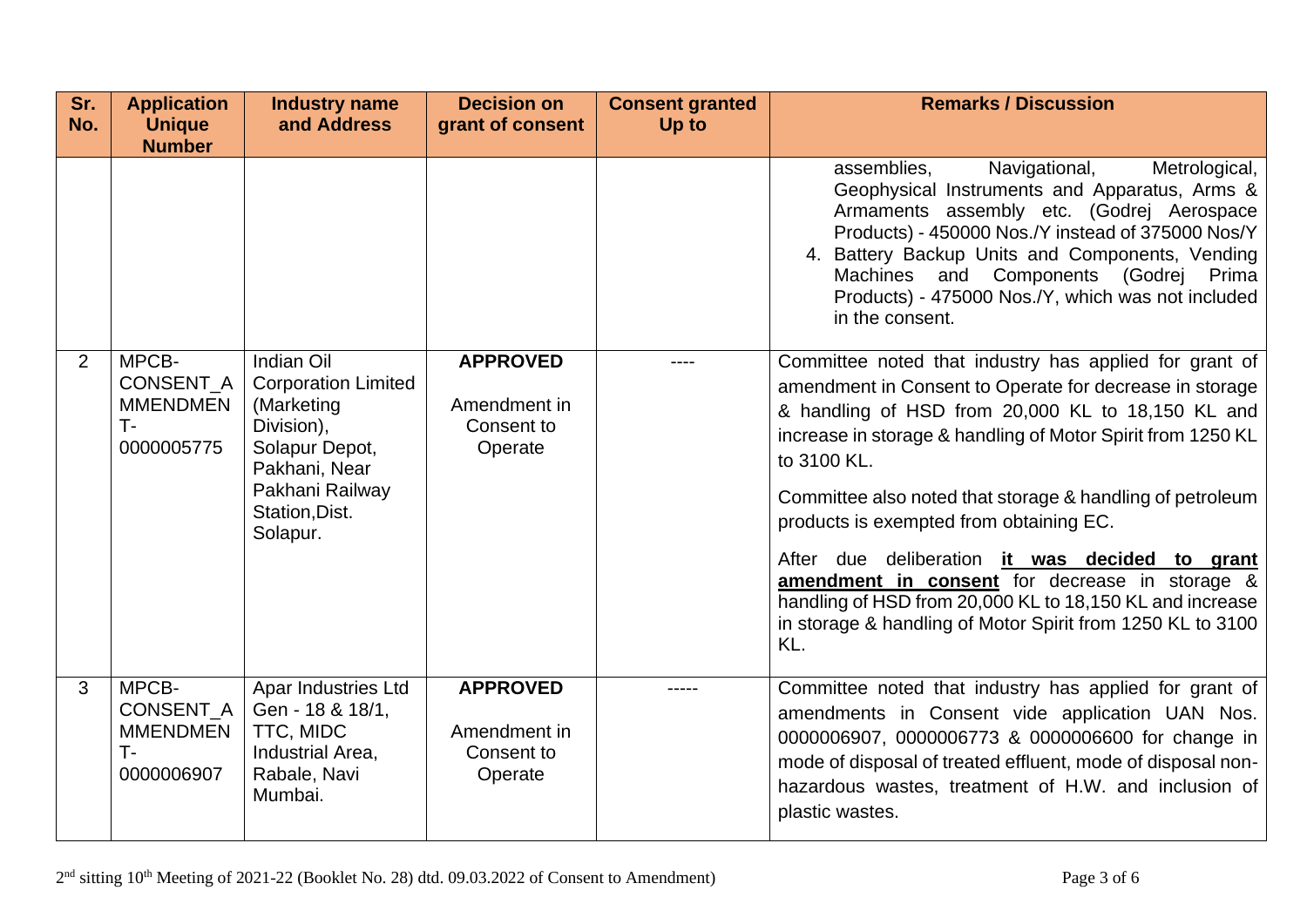| Sr. No. | Application Unique Number | Industry name and Address | Decision on grant of consent | Consent granted Up to | Remarks / Discussion |
|---|---|---|---|---|---|
| | | | | | assemblies, Navigational, Metrological, Geophysical Instruments and Apparatus, Arms & Armaments assembly etc. (Godrej Aerospace Products) - 450000 Nos./Y instead of 375000 Nos/Y<br>4. Battery Backup Units and Components, Vending Machines and Components (Godrej Prima Products) - 475000 Nos./Y, which was not included in the consent. |
| 2 | MPCB-CONSENT_AMMENDMENT-0000005775 | Indian Oil Corporation Limited (Marketing Division), Solapur Depot, Pakhani, Near Pakhani Railway Station, Dist. Solapur. | **APPROVED**<br><br>Amendment in Consent to Operate | ---- | Committee noted that industry has applied for grant of amendment in Consent to Operate for decrease in storage & handling of HSD from 20,000 KL to 18,150 KL and increase in storage & handling of Motor Spirit from 1250 KL to 3100 KL.<br><br>Committee also noted that storage & handling of petroleum products is exempted from obtaining EC.<br><br>After due deliberation **it was decided to grant amendment in consent** for decrease in storage & handling of HSD from 20,000 KL to 18,150 KL and increase in storage & handling of Motor Spirit from 1250 KL to 3100 KL. |
| 3 | MPCB-CONSENT_AMMENDMENT-0000006907 | Apar Industries Ltd Gen - 18 & 18/1, TTC, MIDC Industrial Area, Rabale, Navi Mumbai. | **APPROVED**<br><br>Amendment in Consent to Operate | ----- | Committee noted that industry has applied for grant of amendments in Consent vide application UAN Nos. 0000006907, 0000006773 & 0000006600 for change in mode of disposal of treated effluent, mode of disposal non-hazardous wastes, treatment of H.W. and inclusion of plastic wastes. |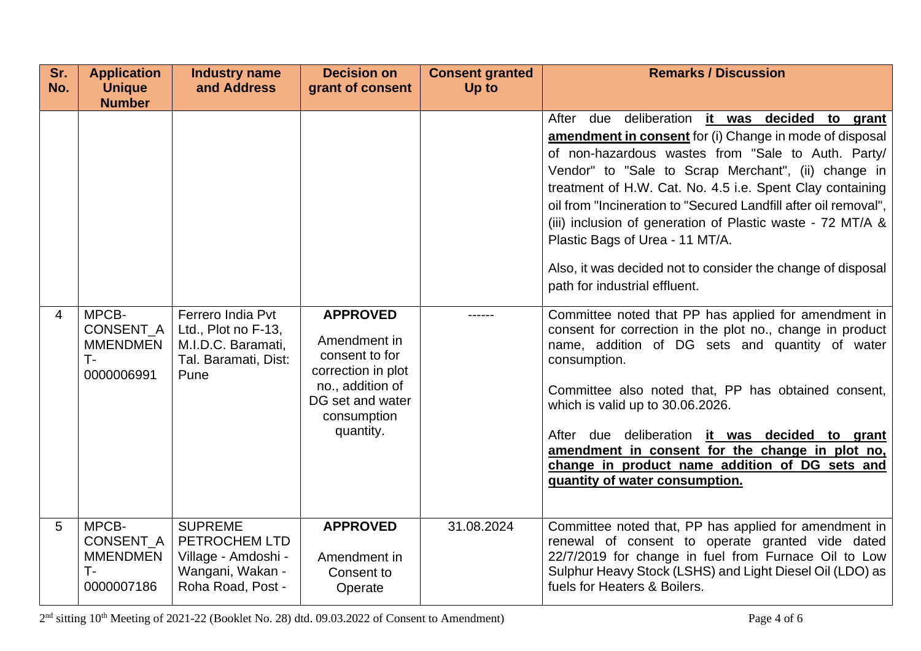| Sr. No. | Application Unique Number | Industry name and Address | Decision on grant of consent | Consent granted Up to | Remarks / Discussion |
|---|---|---|---|---|---|
| | | | | | After due deliberation **it was decided to grant amendment in consent** for (i) Change in mode of disposal of non-hazardous wastes from "Sale to Auth. Party/ Vendor" to "Sale to Scrap Merchant", (ii) change in treatment of H.W. Cat. No. 4.5 i.e. Spent Clay containing oil from "Incineration to "Secured Landfill after oil removal", (iii) inclusion of generation of Plastic waste - 72 MT/A & Plastic Bags of Urea - 11 MT/A.<br><br>Also, it was decided not to consider the change of disposal path for industrial effluent. |
| 4 | MPCB-CONSENT_AMMENDMENT-0000006991 | Ferrero India Pvt Ltd., Plot no F-13, M.I.D.C. Baramati, Tal. Baramati, Dist: Pune | **APPROVED**<br><br>Amendment in consent to for correction in plot no., addition of DG set and water consumption quantity. | ------ | Committee noted that PP has applied for amendment in consent for correction in the plot no., change in product name, addition of DG sets and quantity of water consumption.<br><br>Committee also noted that, PP has obtained consent, which is valid up to 30.06.2026.<br><br>After due deliberation **it was decided to grant amendment in consent for the change in plot no, change in product name addition of DG sets and quantity of water consumption.** |
| 5 | MPCB-CONSENT_AMMENDMENT-0000007186 | SUPREME PETROCHEM LTD Village - Amdoshi - Wangani, Wakan - Roha Road, Post - | **APPROVED**<br><br>Amendment in Consent to Operate | 31.08.2024 | Committee noted that, PP has applied for amendment in renewal of consent to operate granted vide dated 22/7/2019 for change in fuel from Furnace Oil to Low Sulphur Heavy Stock (LSHS) and Light Diesel Oil (LDO) as fuels for Heaters & Boilers. |

2[nd] sitting 10[th] Meeting of 2021-22 (Booklet No. 28) dtd. 09.03.2022 of Consent to Amendment)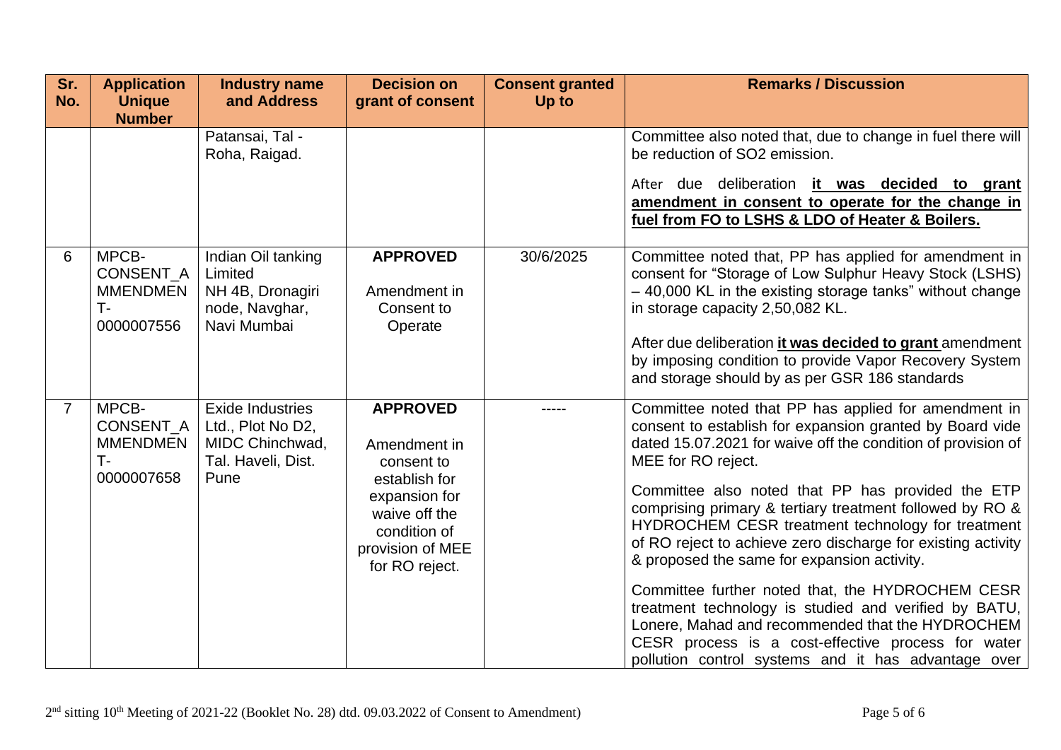| Sr. No. | Application Unique Number | Industry name and Address | Decision on grant of consent | Consent granted Up to | Remarks / Discussion |
|---|---|---|---|---|---|
| | | Patansai, Tal - Roha, Raigad. | | | Committee also noted that, due to change in fuel there will be reduction of $SO_2$ emission.<br><br>After due deliberation **it was decided to grant amendment in consent to operate for the change in fuel from FO to LSHS & LDO of Heater & Boilers.** |
| 6 | MPCB-CONSENT_AMMENDMENT-0000007556 | Indian Oil tanking Limited NH 4B, Dronagiri node, Navghar, Navi Mumbai | **APPROVED**<br><br>Amendment in Consent to Operate | 30/6/2025 | Committee noted that, PP has applied for amendment in consent for "Storage of Low Sulphur Heavy Stock (LSHS) – 40,000 KL in the existing storage tanks" without change in storage capacity 2,50,082 KL.<br><br>After due deliberation **it was decided to grant** amendment by imposing condition to provide Vapor Recovery System and storage should by as per GSR 186 standards |
| 7 | MPCB-CONSENT_AMMENDMENT-0000007658 | Exide Industries Ltd., Plot No D2, MIDC Chinchwad, Tal. Haveli, Dist. Pune | **APPROVED**<br><br>Amendment in consent to establish for expansion for waive off the condition of provision of MEE for RO reject. | ----- | Committee noted that PP has applied for amendment in consent to establish for expansion granted by Board vide dated 15.07.2021 for waive off the condition of provision of MEE for RO reject.<br><br>Committee also noted that PP has provided the ETP comprising primary & tertiary treatment followed by RO & HYDROCHEM CESR treatment technology for treatment of RO reject to achieve zero discharge for existing activity & proposed the same for expansion activity.<br><br>Committee further noted that, the HYDROCHEM CESR treatment technology is studied and verified by BATU, Lonere, Mahad and recommended that the HYDROCHEM CESR process is a cost-effective process for water pollution control systems and it has advantage over |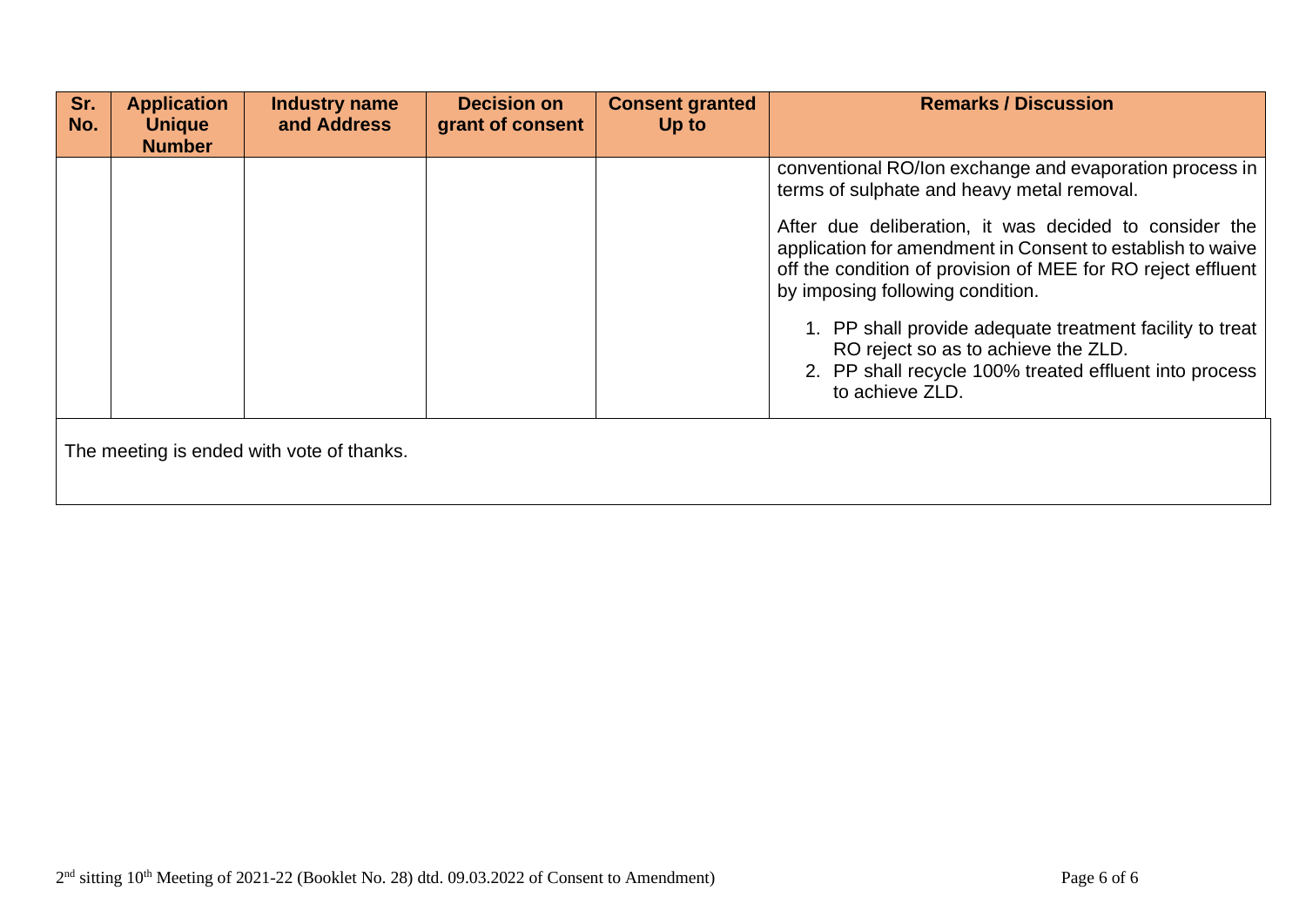| Sr. No. | Application Unique Number | Industry name and Address | Decision on grant of consent | Consent granted Up to | Remarks / Discussion |
| --- | --- | --- | --- | --- | --- |
| | | | | | conventional RO/Ion exchange and evaporation process in terms of sulphate and heavy metal removal.<br><br>After due deliberation, it was decided to consider the application for amendment in Consent to establish to waive off the condition of provision of MEE for RO reject effluent by imposing following condition.<br><br>1. PP shall provide adequate treatment facility to treat RO reject so as to achieve the ZLD.<br>2. PP shall recycle 100% treated effluent into process to achieve ZLD. |

The meeting is ended with vote of thanks.